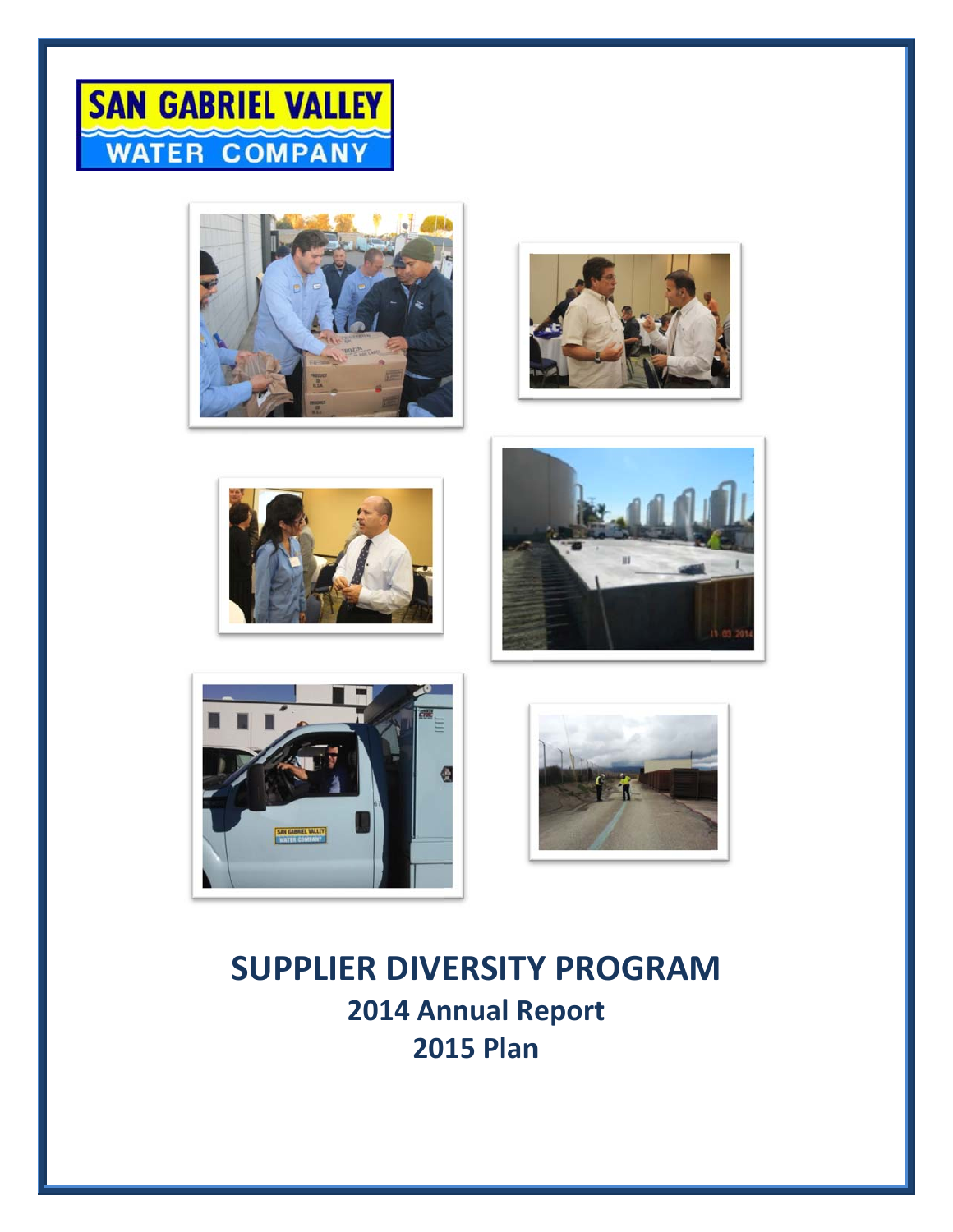SAN GABRIEL VALLEY WATER COMPANY

# SUPPLIER DIVERSITY PROGRAM

## 2014 Annual Report

## 2015 Plan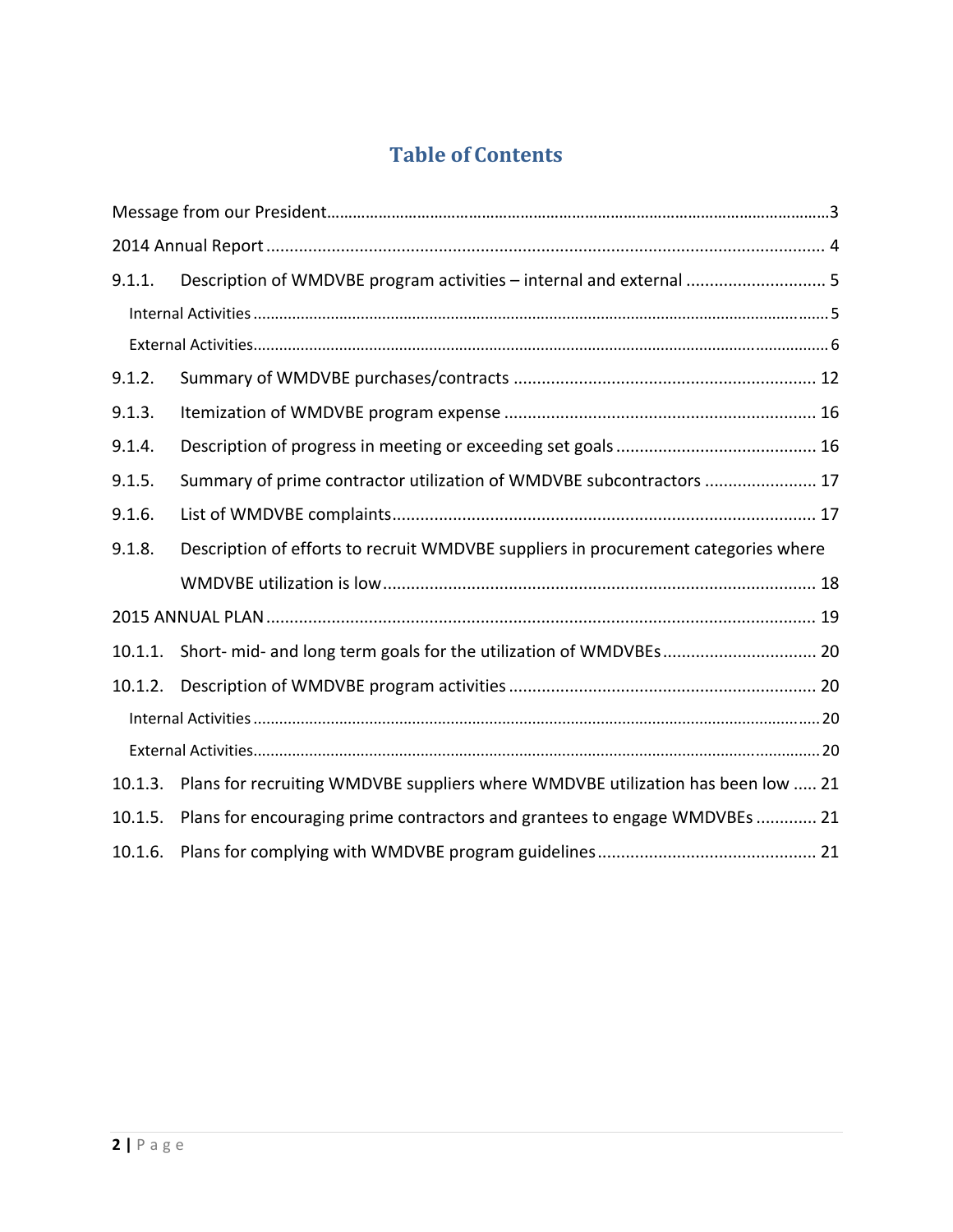# Table of Contents

Message from our President....................................................................................................3

2014 Annual Report ................................................................................................................ 4

9.1.1. Description of WMDVBE program activities – internal and external ............................ 5

- Internal Activities ..................................................................................................................... 5
- External Activities..................................................................................................................... 6

9.1.2. Summary of WMDVBE purchases/contracts ............................................................... 12

9.1.3. Itemization of WMDVBE program expense ................................................................. 16

9.1.4. Description of progress in meeting or exceeding set goals .......................................... 16

9.1.5. Summary of prime contractor utilization of WMDVBE subcontractors ....................... 17

9.1.6. List of WMDVBE complaints......................................................................................... 17

9.1.8. Description of efforts to recruit WMDVBE suppliers in procurement categories where WMDVBE utilization is low........................................................................................... 18

2015 ANNUAL PLAN .............................................................................................................. 19

10.1.1. Short- mid- and long term goals for the utilization of WMDVBEs................................ 20

10.1.2. Description of WMDVBE program activities ................................................................ 20

- Internal Activities ..................................................................................................................... 20
- External Activities..................................................................................................................... 20

10.1.3. Plans for recruiting WMDVBE suppliers where WMDVBE utilization has been low ..... 21

10.1.5. Plans for encouraging prime contractors and grantees to engage WMDVBEs ............ 21

10.1.6. Plans for complying with WMDVBE program guidelines.............................................. 21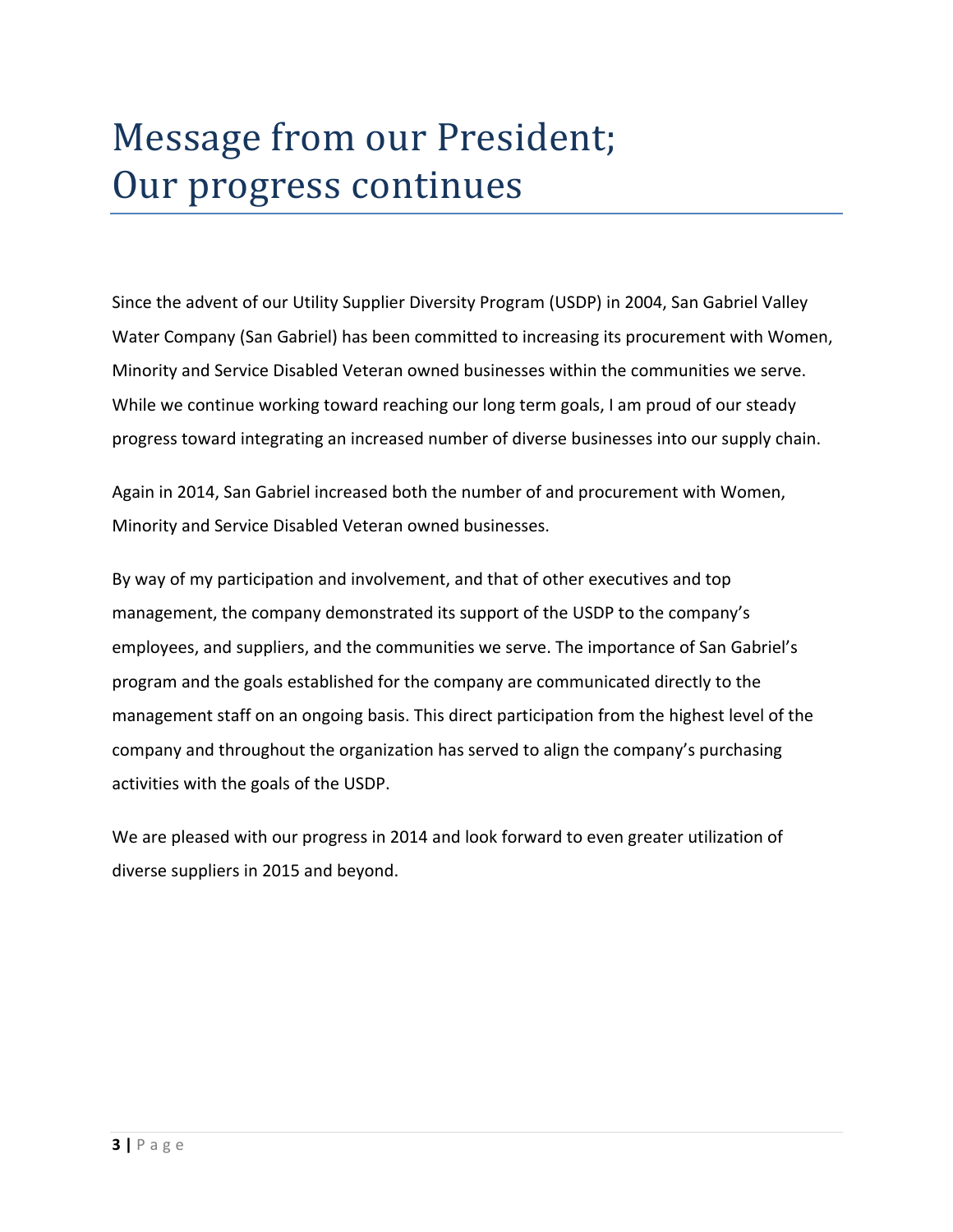# Message from our President; Our progress continues

Since the advent of our Utility Supplier Diversity Program (USDP) in 2004, San Gabriel Valley Water Company (San Gabriel) has been committed to increasing its procurement with Women, Minority and Service Disabled Veteran owned businesses within the communities we serve. While we continue working toward reaching our long term goals, I am proud of our steady progress toward integrating an increased number of diverse businesses into our supply chain.

Again in 2014, San Gabriel increased both the number of and procurement with Women, Minority and Service Disabled Veteran owned businesses.

By way of my participation and involvement, and that of other executives and top management, the company demonstrated its support of the USDP to the company's employees, and suppliers, and the communities we serve. The importance of San Gabriel's program and the goals established for the company are communicated directly to the management staff on an ongoing basis. This direct participation from the highest level of the company and throughout the organization has served to align the company's purchasing activities with the goals of the USDP.

We are pleased with our progress in 2014 and look forward to even greater utilization of diverse suppliers in 2015 and beyond.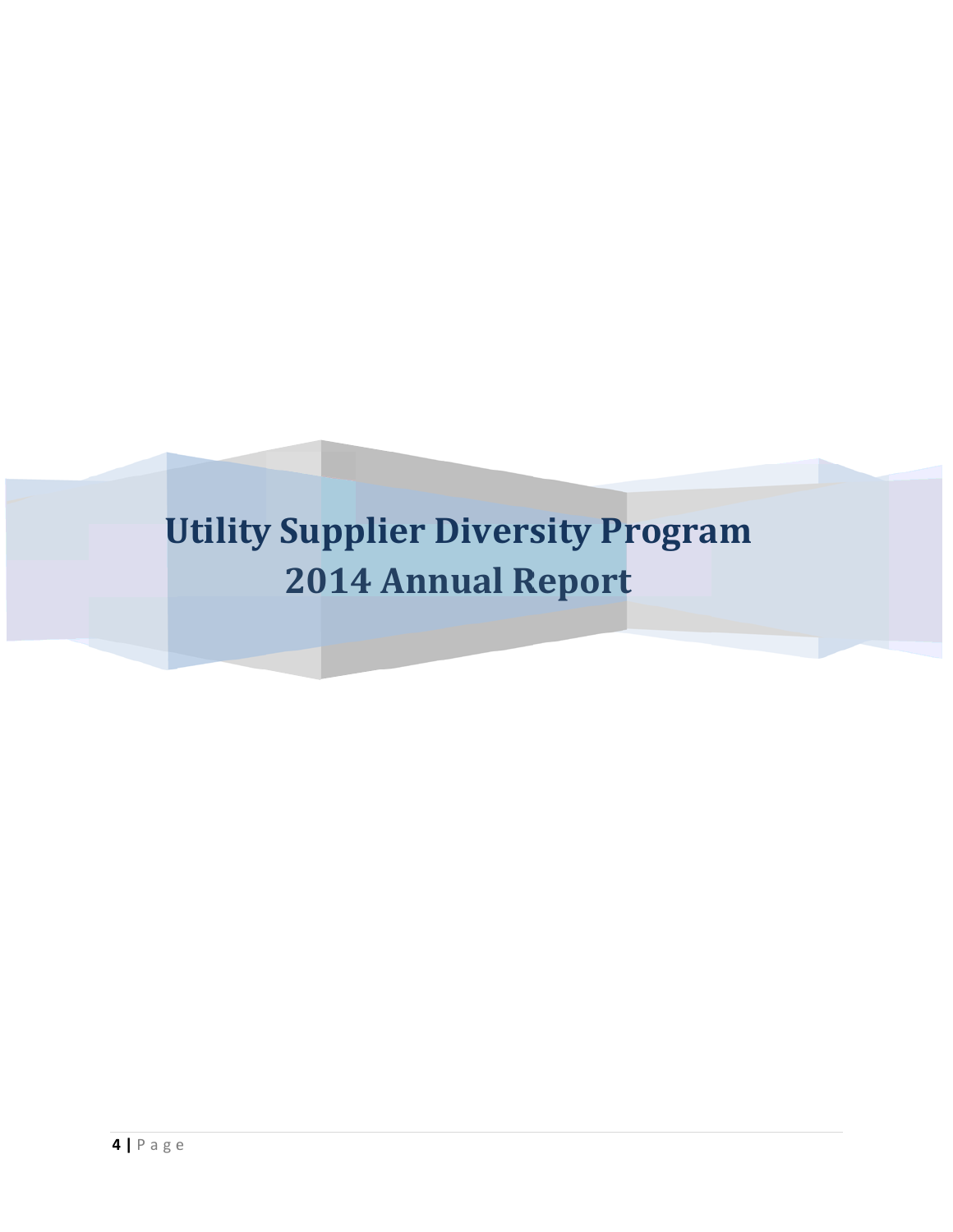# Utility Supplier Diversity Program 2014 Annual Report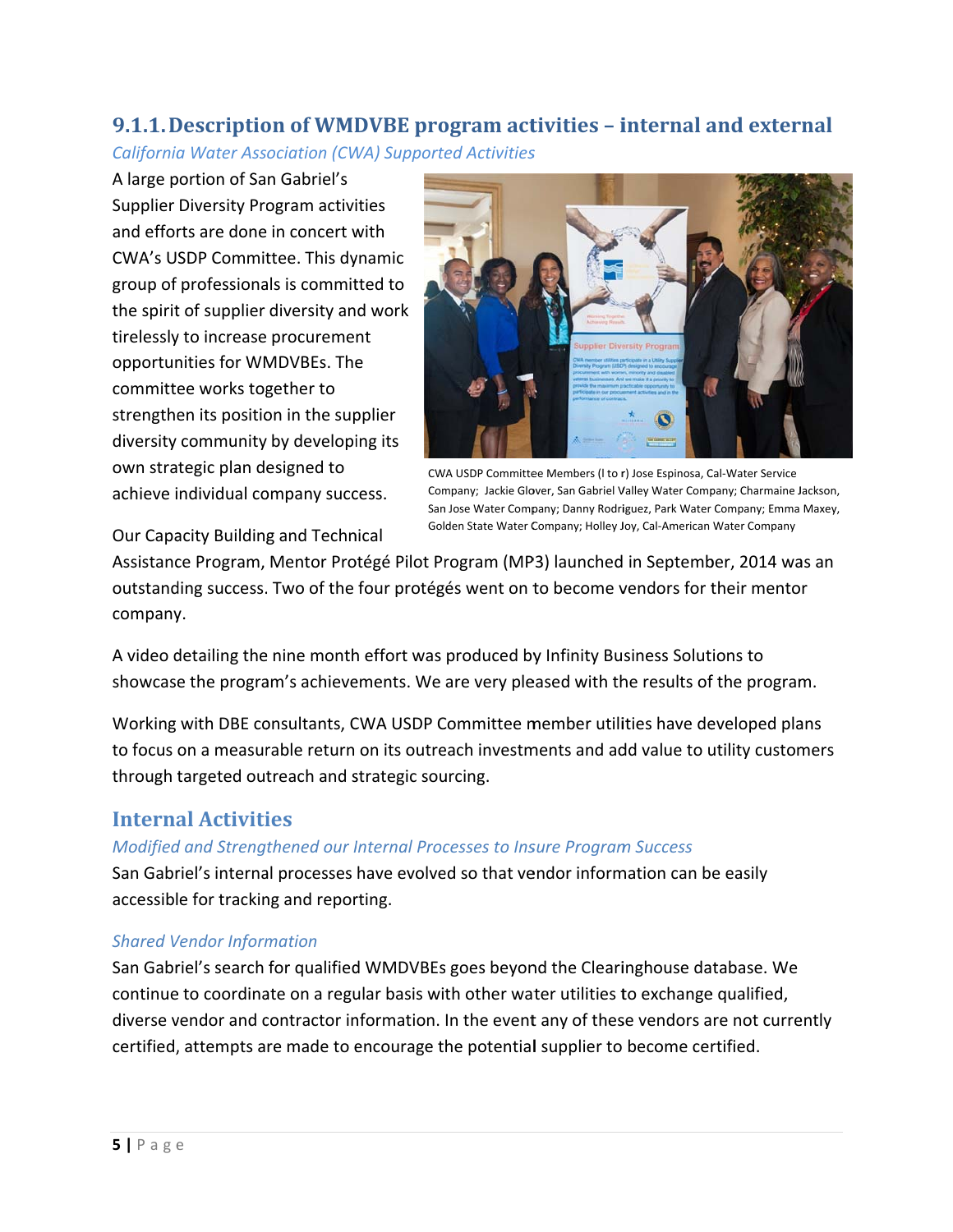### 9.1.1. Description of WMDVBE program activities – internal and external

*California Water Association (CWA) Supported Activities*

A large portion of San Gabriel's Supplier Diversity Program activities and efforts are done in concert with CWA's USDP Committee. This dynamic group of professionals is committed to the spirit of supplier diversity and work tirelessly to increase procurement opportunities for WMDVBEs. The committee works together to strengthen its position in the supplier diversity community by developing its own strategic plan designed to achieve individual company success.

CWA USDP Committee Members (l to r) Jose Espinosa, Cal-Water Service Company; Jackie Glover, San Gabriel Valley Water Company; Charmaine Jackson, San Jose Water Company; Danny Rodriguez, Park Water Company; Emma Maxey, Golden State Water Company; Holley Joy, Cal-American Water Company

Our Capacity Building and Technical Assistance Program, Mentor Protégé Pilot Program (MP3) launched in September, 2014 was an outstanding success. Two of the four protégés went on to become vendors for their mentor company.

A video detailing the nine month effort was produced by Infinity Business Solutions to showcase the program's achievements. We are very pleased with the results of the program.

Working with DBE consultants, CWA USDP Committee member utilities have developed plans to focus on a measurable return on its outreach investments and add value to utility customers through targeted outreach and strategic sourcing.

## Internal Activities

*Modified and Strengthened our Internal Processes to Insure Program Success*

San Gabriel's internal processes have evolved so that vendor information can be easily accessible for tracking and reporting.

*Shared Vendor Information*

San Gabriel's search for qualified WMDVBEs goes beyond the Clearinghouse database. We continue to coordinate on a regular basis with other water utilities to exchange qualified, diverse vendor and contractor information. In the event any of these vendors are not currently certified, attempts are made to encourage the potential supplier to become certified.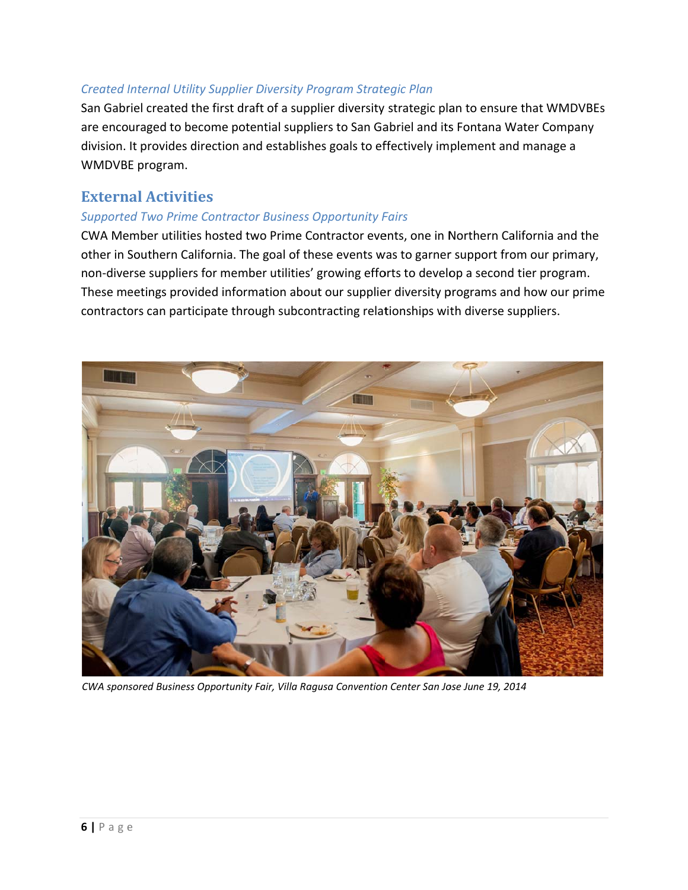### *Created Internal Utility Supplier Diversity Program Strategic Plan*

San Gabriel created the first draft of a supplier diversity strategic plan to ensure that WMDVBEs are encouraged to become potential suppliers to San Gabriel and its Fontana Water Company division. It provides direction and establishes goals to effectively implement and manage a WMDVBE program.

## External Activities

### *Supported Two Prime Contractor Business Opportunity Fairs*

CWA Member utilities hosted two Prime Contractor events, one in Northern California and the other in Southern California. The goal of these events was to garner support from our primary, non-diverse suppliers for member utilities' growing efforts to develop a second tier program. These meetings provided information about our supplier diversity programs and how our prime contractors can participate through subcontracting relationships with diverse suppliers.

*CWA sponsored Business Opportunity Fair, Villa Ragusa Convention Center San Jose June 19, 2014*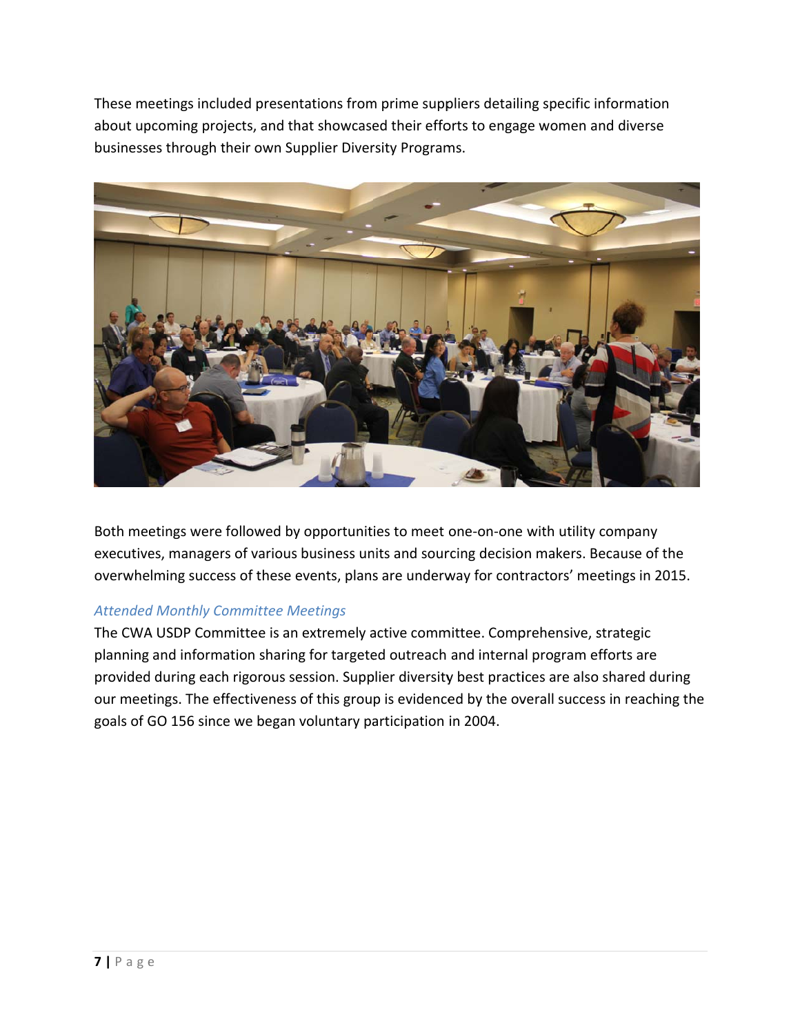These meetings included presentations from prime suppliers detailing specific information about upcoming projects, and that showcased their efforts to engage women and diverse businesses through their own Supplier Diversity Programs.

Both meetings were followed by opportunities to meet one-on-one with utility company executives, managers of various business units and sourcing decision makers. Because of the overwhelming success of these events, plans are underway for contractors' meetings in 2015.

### *Attended Monthly Committee Meetings*

The CWA USDP Committee is an extremely active committee. Comprehensive, strategic planning and information sharing for targeted outreach and internal program efforts are provided during each rigorous session. Supplier diversity best practices are also shared during our meetings. The effectiveness of this group is evidenced by the overall success in reaching the goals of GO 156 since we began voluntary participation in 2004.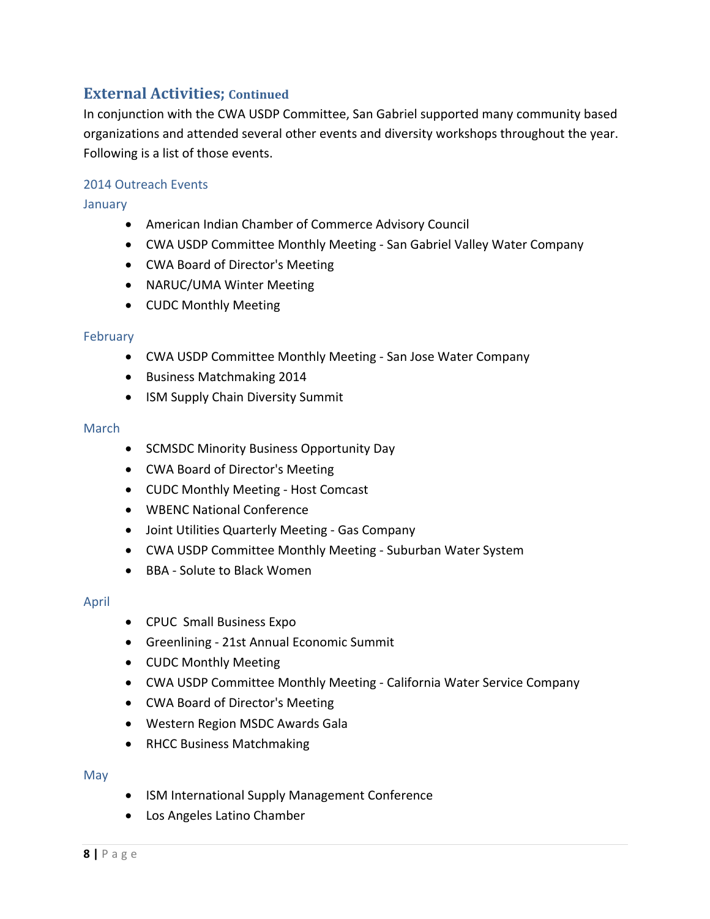## External Activities; Continued

In conjunction with the CWA USDP Committee, San Gabriel supported many community based organizations and attended several other events and diversity workshops throughout the year. Following is a list of those events.

### 2014 Outreach Events

#### January

- American Indian Chamber of Commerce Advisory Council
- CWA USDP Committee Monthly Meeting - San Gabriel Valley Water Company
- CWA Board of Director's Meeting
- NARUC/UMA Winter Meeting
- CUDC Monthly Meeting

#### February

- CWA USDP Committee Monthly Meeting - San Jose Water Company
- Business Matchmaking 2014
- ISM Supply Chain Diversity Summit

#### March

- SCMSDC Minority Business Opportunity Day
- CWA Board of Director's Meeting
- CUDC Monthly Meeting - Host Comcast
- WBENC National Conference
- Joint Utilities Quarterly Meeting - Gas Company
- CWA USDP Committee Monthly Meeting - Suburban Water System
- BBA - Solute to Black Women

#### April

- CPUC Small Business Expo
- Greenlining - 21st Annual Economic Summit
- CUDC Monthly Meeting
- CWA USDP Committee Monthly Meeting - California Water Service Company
- CWA Board of Director's Meeting
- Western Region MSDC Awards Gala
- RHCC Business Matchmaking

#### May

- ISM International Supply Management Conference
- Los Angeles Latino Chamber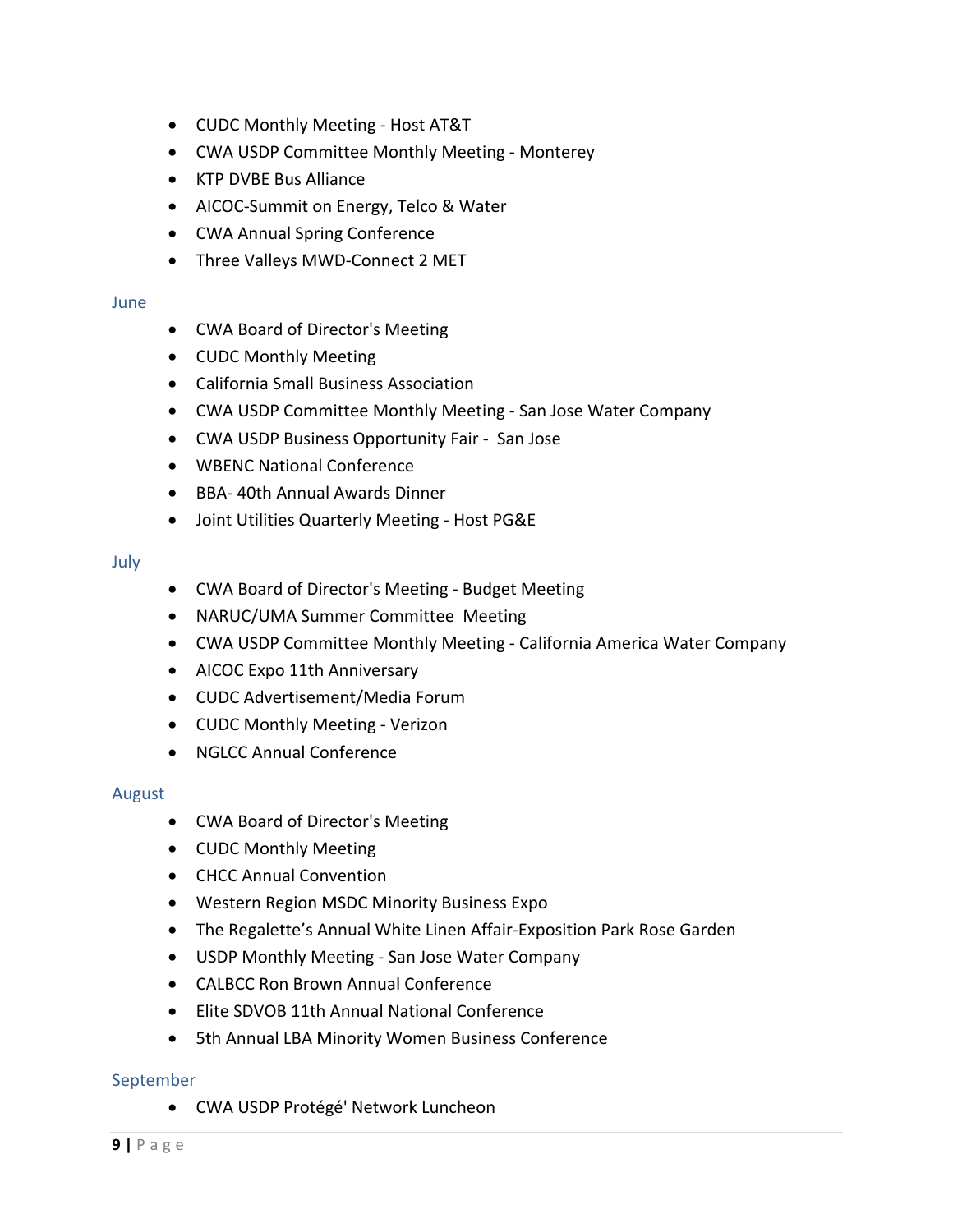- CUDC Monthly Meeting - Host AT&T
- CWA USDP Committee Monthly Meeting - Monterey
- KTP DVBE Bus Alliance
- AICOC-Summit on Energy, Telco & Water
- CWA Annual Spring Conference
- Three Valleys MWD-Connect 2 MET

### June

- CWA Board of Director's Meeting
- CUDC Monthly Meeting
- California Small Business Association
- CWA USDP Committee Monthly Meeting - San Jose Water Company
- CWA USDP Business Opportunity Fair - San Jose
- WBENC National Conference
- BBA- 40th Annual Awards Dinner
- Joint Utilities Quarterly Meeting - Host PG&E

### July

- CWA Board of Director's Meeting - Budget Meeting
- NARUC/UMA Summer Committee Meeting
- CWA USDP Committee Monthly Meeting - California America Water Company
- AICOC Expo 11th Anniversary
- CUDC Advertisement/Media Forum
- CUDC Monthly Meeting - Verizon
- NGLCC Annual Conference

### August

- CWA Board of Director's Meeting
- CUDC Monthly Meeting
- CHCC Annual Convention
- Western Region MSDC Minority Business Expo
- The Regalette's Annual White Linen Affair-Exposition Park Rose Garden
- USDP Monthly Meeting - San Jose Water Company
- CALBCC Ron Brown Annual Conference
- Elite SDVOB 11th Annual National Conference
- 5th Annual LBA Minority Women Business Conference

### September

- CWA USDP Protégé' Network Luncheon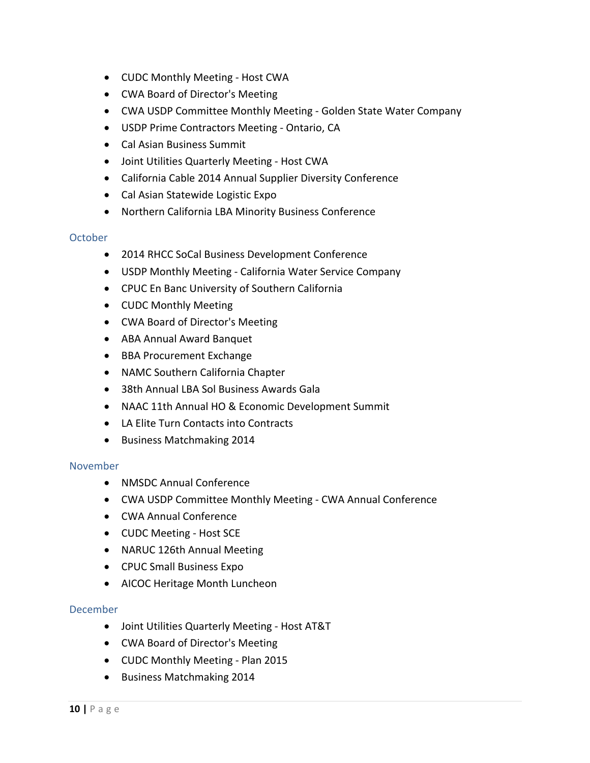- CUDC Monthly Meeting - Host CWA
- CWA Board of Director's Meeting
- CWA USDP Committee Monthly Meeting - Golden State Water Company
- USDP Prime Contractors Meeting - Ontario, CA
- Cal Asian Business Summit
- Joint Utilities Quarterly Meeting - Host CWA
- California Cable 2014 Annual Supplier Diversity Conference
- Cal Asian Statewide Logistic Expo
- Northern California LBA Minority Business Conference

### October

- 2014 RHCC SoCal Business Development Conference
- USDP Monthly Meeting - California Water Service Company
- CPUC En Banc University of Southern California
- CUDC Monthly Meeting
- CWA Board of Director's Meeting
- ABA Annual Award Banquet
- BBA Procurement Exchange
- NAMC Southern California Chapter
- 38th Annual LBA Sol Business Awards Gala
- NAAC 11th Annual HO & Economic Development Summit
- LA Elite Turn Contacts into Contracts
- Business Matchmaking 2014

### November

- NMSDC Annual Conference
- CWA USDP Committee Monthly Meeting - CWA Annual Conference
- CWA Annual Conference
- CUDC Meeting - Host SCE
- NARUC 126th Annual Meeting
- CPUC Small Business Expo
- AICOC Heritage Month Luncheon

### December

- Joint Utilities Quarterly Meeting - Host AT&T
- CWA Board of Director's Meeting
- CUDC Monthly Meeting - Plan 2015
- Business Matchmaking 2014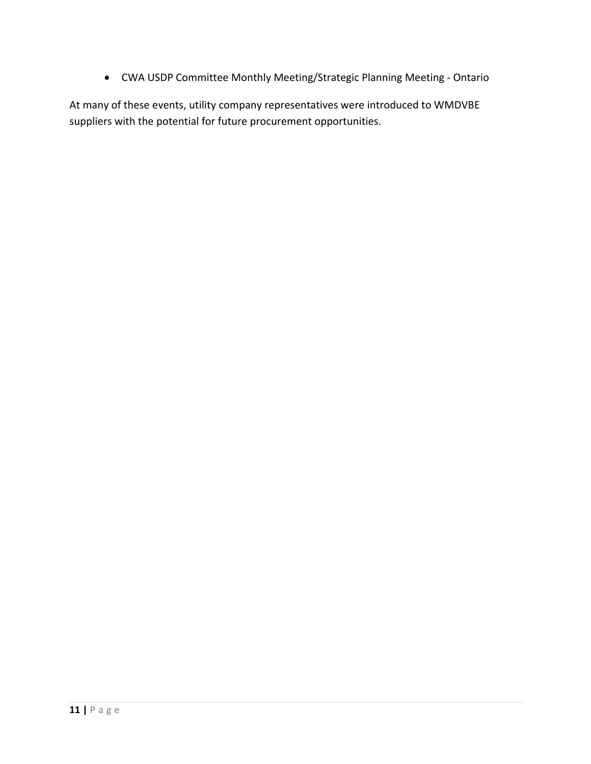- CWA USDP Committee Monthly Meeting/Strategic Planning Meeting - Ontario

At many of these events, utility company representatives were introduced to WMDVBE suppliers with the potential for future procurement opportunities.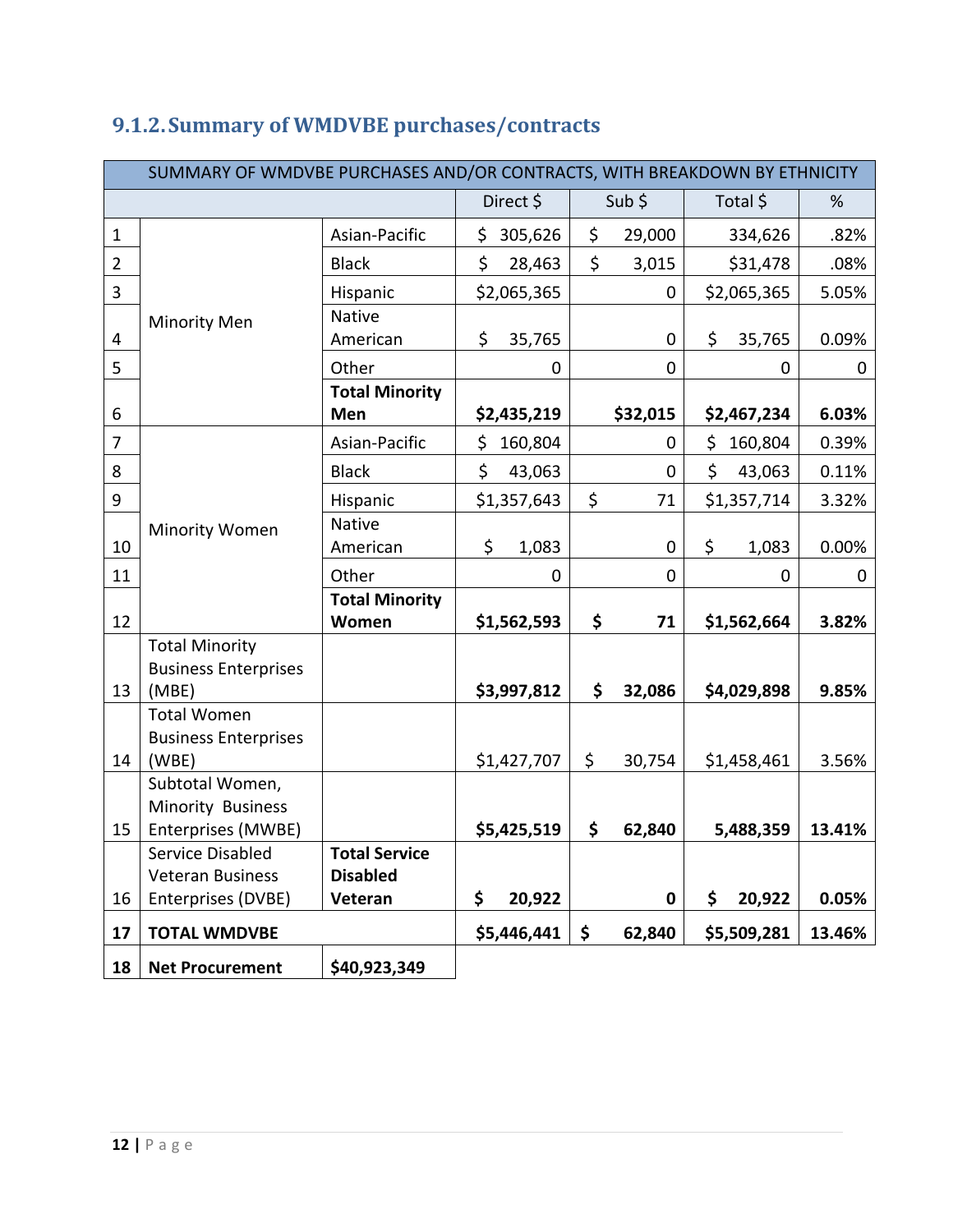## 9.1.2. Summary of WMDVBE purchases/contracts

| SUMMARY OF WMDVBE PURCHASES AND/OR CONTRACTS, WITH BREAKDOWN BY ETHNICITY | | | | | | |
|---|---|---|---|---|---|---|
| | | | Direct $ | Sub $ | Total $ | % |
| 1 | Minority Men | Asian-Pacific | $ 305,626 | $ 29,000 | 334,626 | .82% |
| 2 | | Black | $ 28,463 | $ 3,015 | $31,478 | .08% |
| 3 | | Hispanic | $2,065,365 | 0 | $2,065,365 | 5.05% |
| 4 | | Native American | $ 35,765 | 0 | $ 35,765 | 0.09% |
| 5 | | Other | 0 | 0 | 0 | 0 |
| 6 | | **Total Minority Men** | **$2,435,219** | **$32,015** | **$2,467,234** | **6.03%** |
| 7 | Minority Women | Asian-Pacific | $ 160,804 | 0 | $ 160,804 | 0.39% |
| 8 | | Black | $ 43,063 | 0 | $ 43,063 | 0.11% |
| 9 | | Hispanic | $1,357,643 | $ 71 | $1,357,714 | 3.32% |
| 10 | | Native American | $ 1,083 | 0 | $ 1,083 | 0.00% |
| 11 | | Other | 0 | 0 | 0 | 0 |
| 12 | | **Total Minority Women** | **$1,562,593** | **$ 71** | **$1,562,664** | **3.82%** |
| 13 | Total Minority Business Enterprises (MBE) | | **$3,997,812** | **$ 32,086** | **$4,029,898** | **9.85%** |
| 14 | Total Women Business Enterprises (WBE) | | $1,427,707 | $ 30,754 | $1,458,461 | 3.56% |
| 15 | Subtotal Women, Minority Business Enterprises (MWBE) | | **$5,425,519** | **$ 62,840** | **5,488,359** | **13.41%** |
| 16 | Service Disabled Veteran Business Enterprises (DVBE) | **Total Service Disabled Veteran** | **$ 20,922** | **0** | **$ 20,922** | **0.05%** |
| **17** | **TOTAL WMDVBE** | | **$5,446,441** | **$ 62,840** | **$5,509,281** | **13.46%** |
| **18** | **Net Procurement** | **$40,923,349** | | | | |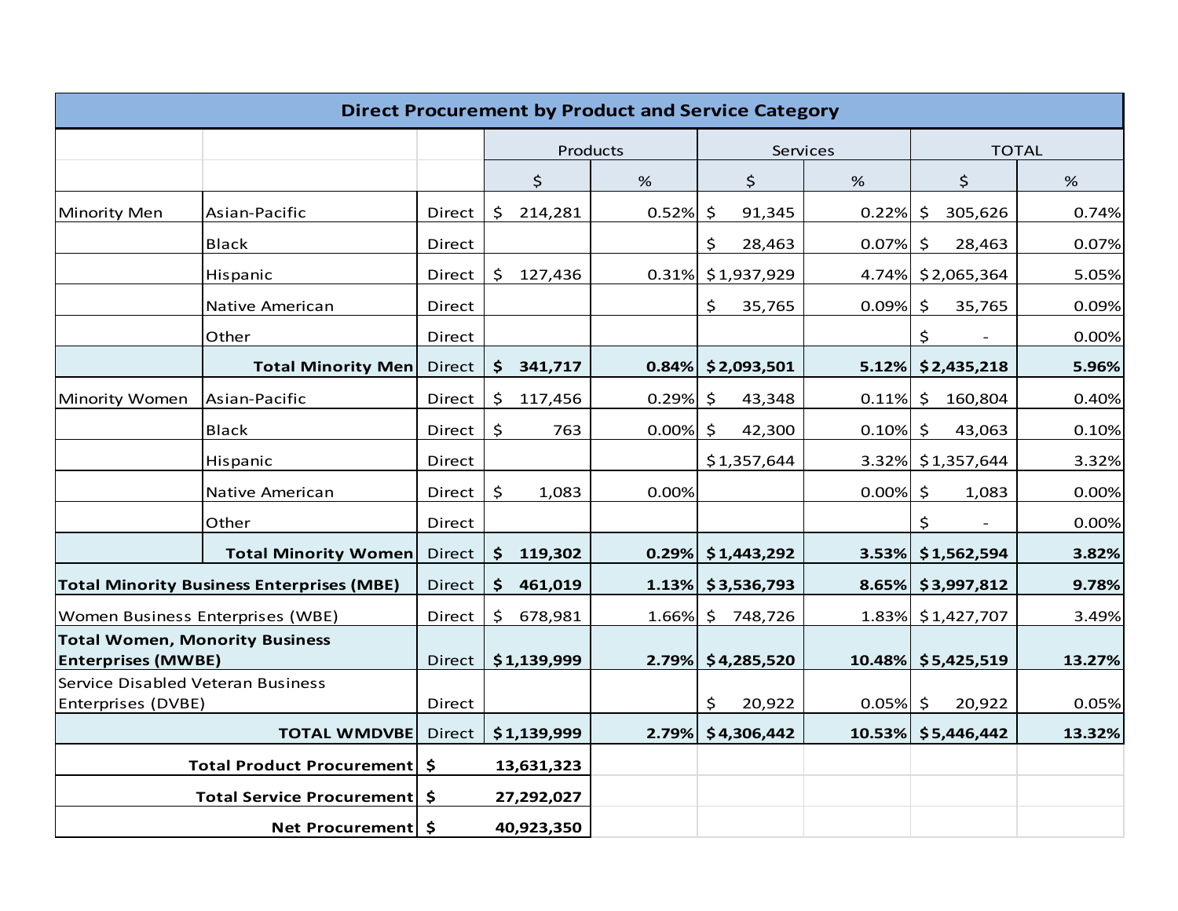| Direct Procurement by Product and Service Category | | | | | | | | |
|---|---|---|---|---|---|---|---|---|
| | | | Products | | Services | | TOTAL | |
| | | | $ | % | $ | % | $ | % |
| Minority Men | Asian-Pacific | Direct | $ 214,281 | 0.52% | $ 91,345 | 0.22% | $ 305,626 | 0.74% |
| | Black | Direct | | | $ 28,463 | 0.07% | $ 28,463 | 0.07% |
| | Hispanic | Direct | $ 127,436 | 0.31% | $1,937,929 | 4.74% | $2,065,364 | 5.05% |
| | Native American | Direct | | | $ 35,765 | 0.09% | $ 35,765 | 0.09% |
| | Other | Direct | | | | | $ - | 0.00% |
| | **Total Minority Men** | Direct | **$ 341,717** | **0.84%** | **$2,093,501** | **5.12%** | **$2,435,218** | **5.96%** |
| Minority Women | Asian-Pacific | Direct | $ 117,456 | 0.29% | $ 43,348 | 0.11% | $ 160,804 | 0.40% |
| | Black | Direct | $ 763 | 0.00% | $ 42,300 | 0.10% | $ 43,063 | 0.10% |
| | Hispanic | Direct | | | $1,357,644 | 3.32% | $1,357,644 | 3.32% |
| | Native American | Direct | $ 1,083 | 0.00% | | 0.00% | $ 1,083 | 0.00% |
| | Other | Direct | | | | | $ - | 0.00% |
| | **Total Minority Women** | Direct | **$ 119,302** | **0.29%** | **$1,443,292** | **3.53%** | **$1,562,594** | **3.82%** |
| **Total Minority Business Enterprises (MBE)** | | Direct | **$ 461,019** | **1.13%** | **$3,536,793** | **8.65%** | **$3,997,812** | **9.78%** |
| Women Business Enterprises (WBE) | | Direct | $ 678,981 | 1.66% | $ 748,726 | 1.83% | $1,427,707 | 3.49% |
| **Total Women, Monority Business Enterprises (MWBE)** | | Direct | **$1,139,999** | **2.79%** | **$4,285,520** | **10.48%** | **$5,425,519** | **13.27%** |
| Service Disabled Veteran Business Enterprises (DVBE) | | Direct | | | $ 20,922 | 0.05% | $ 20,922 | 0.05% |
| | **TOTAL WMDVBE** | Direct | **$1,139,999** | **2.79%** | **$4,306,442** | **10.53%** | **$5,446,442** | **13.32%** |
| | **Total Product Procurement** | **$** | **13,631,323** | | | | | |
| | **Total Service Procurement** | **$** | **27,292,027** | | | | | |
| | **Net Procurement** | **$** | **40,923,350** | | | | | |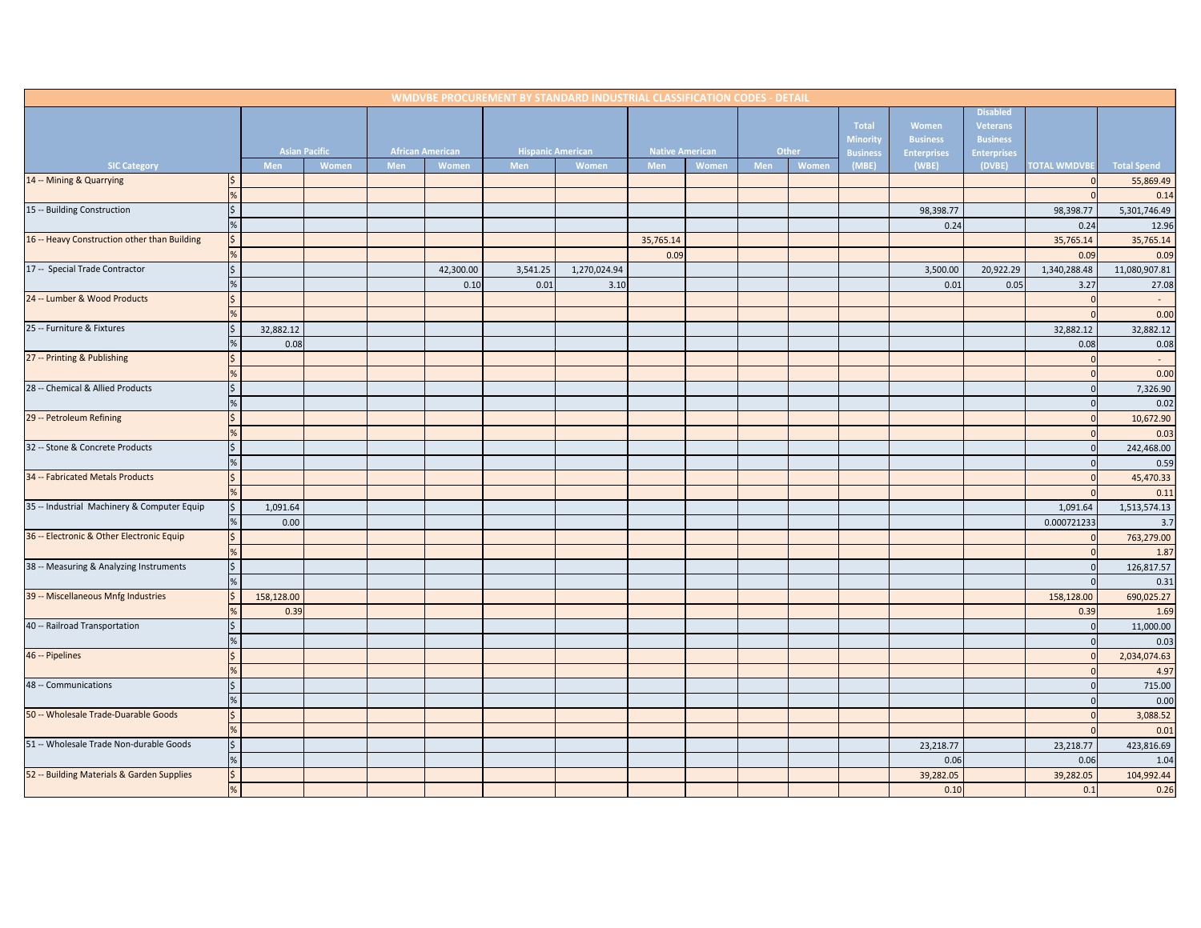| WMDVBE PROCUREMENT BY STANDARD INDUSTRIAL CLASSIFICATION CODES - DETAIL | | | | | | | | | | | | | | | | | |
|---|---|---|---|---|---|---|---|---|---|---|---|---|---|---|---|---|---|
| | | Asian Pacific | | African American | | Hispanic American | | Native American | | Other | | Total Minority Business | Women Business Enterprises | Disabled Veterans Business Enterprises | | |
| SIC Category | | Men | Women | Men | Women | Men | Women | Men | Women | Men | Women | (MBE) | (WBE) | (DVBE) | TOTAL WMDVBE | Total Spend |
| 14 -- Mining & Quarrying | $ | | | | | | | | | | | | | | 0 | 55,869.49 |
| | % | | | | | | | | | | | | | | 0 | 0.14 |
| 15 -- Building Construction | $ | | | | | | | | | | | | 98,398.77 | | 98,398.77 | 5,301,746.49 |
| | % | | | | | | | | | | | | 0.24 | | 0.24 | 12.96 |
| 16 -- Heavy Construction other than Building | $ | | | | | | | 35,765.14 | | | | | | | 35,765.14 | 35,765.14 |
| | % | | | | | | | 0.09 | | | | | | | 0.09 | 0.09 |
| 17 -- Special Trade Contractor | $ | | | | 42,300.00 | 3,541.25 | 1,270,024.94 | | | | | | 3,500.00 | 20,922.29 | 1,340,288.48 | 11,080,907.81 |
| | % | | | | 0.10 | 0.01 | 3.10 | | | | | | 0.01 | 0.05 | 3.27 | 27.08 |
| 24 -- Lumber & Wood Products | $ | | | | | | | | | | | | | | 0 | - |
| | % | | | | | | | | | | | | | | 0 | 0.00 |
| 25 -- Furniture & Fixtures | $ | 32,882.12 | | | | | | | | | | | | | 32,882.12 | 32,882.12 |
| | % | 0.08 | | | | | | | | | | | | | 0.08 | 0.08 |
| 27 -- Printing & Publishing | $ | | | | | | | | | | | | | | 0 | - |
| | % | | | | | | | | | | | | | | 0 | 0.00 |
| 28 -- Chemical & Allied Products | $ | | | | | | | | | | | | | | 0 | 7,326.90 |
| | % | | | | | | | | | | | | | | 0 | 0.02 |
| 29 -- Petroleum Refining | $ | | | | | | | | | | | | | | 0 | 10,672.90 |
| | % | | | | | | | | | | | | | | 0 | 0.03 |
| 32 -- Stone & Concrete Products | $ | | | | | | | | | | | | | | 0 | 242,468.00 |
| | % | | | | | | | | | | | | | | 0 | 0.59 |
| 34 -- Fabricated Metals Products | $ | | | | | | | | | | | | | | 0 | 45,470.33 |
| | % | | | | | | | | | | | | | | 0 | 0.11 |
| 35 -- Industrial Machinery & Computer Equip | $ | 1,091.64 | | | | | | | | | | | | | 1,091.64 | 1,513,574.13 |
| | % | 0.00 | | | | | | | | | | | | | 0.000721233 | 3.7 |
| 36 -- Electronic & Other Electronic Equip | $ | | | | | | | | | | | | | | 0 | 763,279.00 |
| | % | | | | | | | | | | | | | | 0 | 1.87 |
| 38 -- Measuring & Analyzing Instruments | $ | | | | | | | | | | | | | | 0 | 126,817.57 |
| | % | | | | | | | | | | | | | | 0 | 0.31 |
| 39 -- Miscellaneous Mnfg Industries | $ | 158,128.00 | | | | | | | | | | | | | 158,128.00 | 690,025.27 |
| | % | 0.39 | | | | | | | | | | | | | 0.39 | 1.69 |
| 40 -- Railroad Transportation | $ | | | | | | | | | | | | | | 0 | 11,000.00 |
| | % | | | | | | | | | | | | | | 0 | 0.03 |
| 46 -- Pipelines | $ | | | | | | | | | | | | | | 0 | 2,034,074.63 |
| | % | | | | | | | | | | | | | | 0 | 4.97 |
| 48 -- Communications | $ | | | | | | | | | | | | | | 0 | 715.00 |
| | % | | | | | | | | | | | | | | 0 | 0.00 |
| 50 -- Wholesale Trade-Duarable Goods | $ | | | | | | | | | | | | | | 0 | 3,088.52 |
| | % | | | | | | | | | | | | | | 0 | 0.01 |
| 51 -- Wholesale Trade Non-durable Goods | $ | | | | | | | | | | | | 23,218.77 | | 23,218.77 | 423,816.69 |
| | % | | | | | | | | | | | | 0.06 | | 0.06 | 1.04 |
| 52 -- Building Materials & Garden Supplies | $ | | | | | | | | | | | | 39,282.05 | | 39,282.05 | 104,992.44 |
| | % | | | | | | | | | | | | 0.10 | | 0.1 | 0.26 |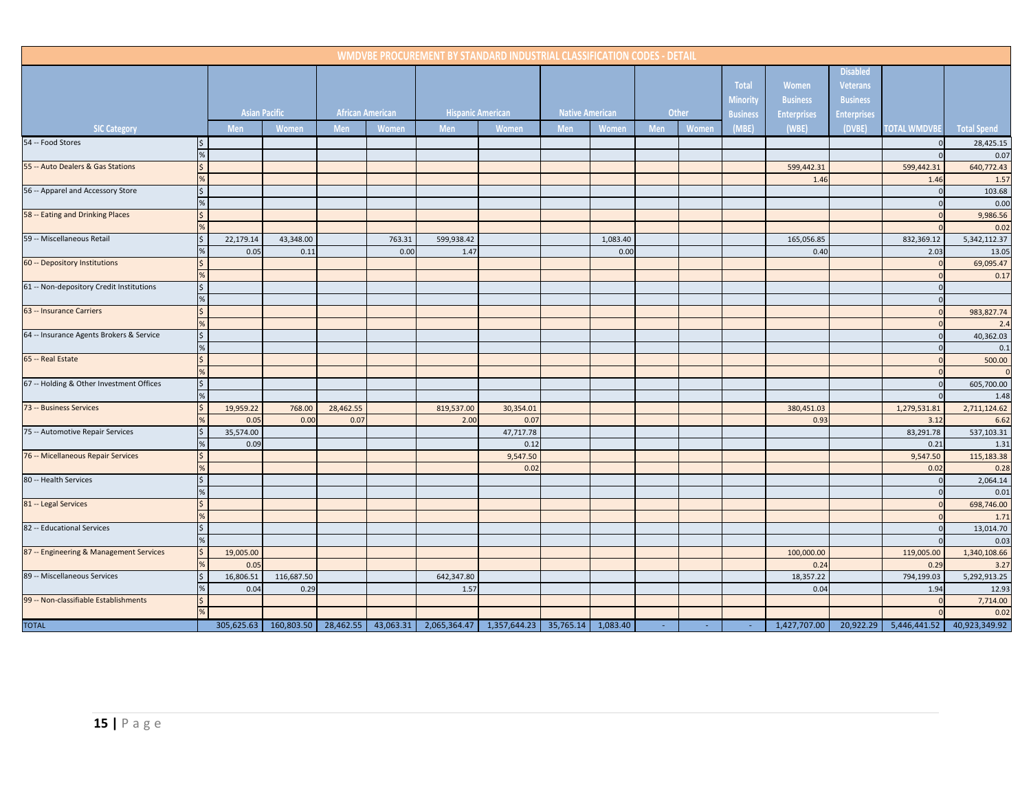## WMDVBE PROCUREMENT BY STANDARD INDUSTRIAL CLASSIFICATION CODES - DETAIL

| SIC Category | | Asian Pacific | | African American | | Hispanic American | | Native American | | Other | | Total Minority Business (MBE) | Women Business Enterprises (WBE) | Disabled Veterans Business Enterprises (DVBE) | TOTAL WMDVBE | Total Spend |
|---|---|---|---|---|---|---|---|---|---|---|---|---|---|---|---|---|
| | | Men | Women | Men | Women | Men | Women | Men | Women | Men | Women | | | | | |
| 54 -- Food Stores | $ | | | | | | | | | | | | | | 0 | 28,425.15 |
| | % | | | | | | | | | | | | | | 0 | 0.07 |
| 55 -- Auto Dealers & Gas Stations | $ | | | | | | | | | | | | 599,442.31 | | 599,442.31 | 640,772.43 |
| | % | | | | | | | | | | | | 1.46 | | 1.46 | 1.57 |
| 56 -- Apparel and Accessory Store | $ | | | | | | | | | | | | | | 0 | 103.68 |
| | % | | | | | | | | | | | | | | 0 | 0.00 |
| 58 -- Eating and Drinking Places | $ | | | | | | | | | | | | | | 0 | 9,986.56 |
| | % | | | | | | | | | | | | | | 0 | 0.02 |
| 59 -- Miscellaneous Retail | $ | 22,179.14 | 43,348.00 | | 763.31 | 599,938.42 | | | 1,083.40 | | | | 165,056.85 | | 832,369.12 | 5,342,112.37 |
| | % | 0.05 | 0.11 | | 0.00 | 1.47 | | | 0.00 | | | | 0.40 | | 2.03 | 13.05 |
| 60 -- Depository Institutions | $ | | | | | | | | | | | | | | 0 | 69,095.47 |
| | % | | | | | | | | | | | | | | 0 | 0.17 |
| 61 -- Non-depository Credit Institutions | $ | | | | | | | | | | | | | | 0 | |
| | % | | | | | | | | | | | | | | 0 | |
| 63 -- Insurance Carriers | $ | | | | | | | | | | | | | | 0 | 983,827.74 |
| | % | | | | | | | | | | | | | | 0 | 2.4 |
| 64 -- Insurance Agents Brokers & Service | $ | | | | | | | | | | | | | | 0 | 40,362.03 |
| | % | | | | | | | | | | | | | | 0 | 0.1 |
| 65 -- Real Estate | $ | | | | | | | | | | | | | | 0 | 500.00 |
| | % | | | | | | | | | | | | | | 0 | 0 |
| 67 -- Holding & Other Investment Offices | $ | | | | | | | | | | | | | | 0 | 605,700.00 |
| | % | | | | | | | | | | | | | | 0 | 1.48 |
| 73 -- Business Services | $ | 19,959.22 | 768.00 | 28,462.55 | | 819,537.00 | 30,354.01 | | | | | | 380,451.03 | | 1,279,531.81 | 2,711,124.62 |
| | % | 0.05 | 0.00 | 0.07 | | 2.00 | 0.07 | | | | | | 0.93 | | 3.12 | 6.62 |
| 75 -- Automotive Repair Services | $ | 35,574.00 | | | | | 47,717.78 | | | | | | | | 83,291.78 | 537,103.31 |
| | % | 0.09 | | | | | 0.12 | | | | | | | | 0.21 | 1.31 |
| 76 -- Micellaneous Repair Services | $ | | | | | | 9,547.50 | | | | | | | | 9,547.50 | 115,183.38 |
| | % | | | | | | 0.02 | | | | | | | | 0.02 | 0.28 |
| 80 -- Health Services | $ | | | | | | | | | | | | | | 0 | 2,064.14 |
| | % | | | | | | | | | | | | | | 0 | 0.01 |
| 81 -- Legal Services | $ | | | | | | | | | | | | | | 0 | 698,746.00 |
| | % | | | | | | | | | | | | | | 0 | 1.71 |
| 82 -- Educational Services | $ | | | | | | | | | | | | | | 0 | 13,014.70 |
| | % | | | | | | | | | | | | | | 0 | 0.03 |
| 87 -- Engineering & Management Services | $ | 19,005.00 | | | | | | | | | | | 100,000.00 | | 119,005.00 | 1,340,108.66 |
| | % | 0.05 | | | | | | | | | | | 0.24 | | 0.29 | 3.27 |
| 89 -- Miscellaneous Services | $ | 16,806.51 | 116,687.50 | | | 642,347.80 | | | | | | | 18,357.22 | | 794,199.03 | 5,292,913.25 |
| | % | 0.04 | 0.29 | | | 1.57 | | | | | | | 0.04 | | 1.94 | 12.93 |
| 99 -- Non-classifiable Establishments | $ | | | | | | | | | | | | | | 0 | 7,714.00 |
| | % | | | | | | | | | | | | | | 0 | 0.02 |
| TOTAL | | 305,625.63 | 160,803.50 | 28,462.55 | 43,063.31 | 2,065,364.47 | 1,357,644.23 | 35,765.14 | 1,083.40 | - | - | - | 1,427,707.00 | 20,922.29 | 5,446,441.52 | 40,923,349.92 |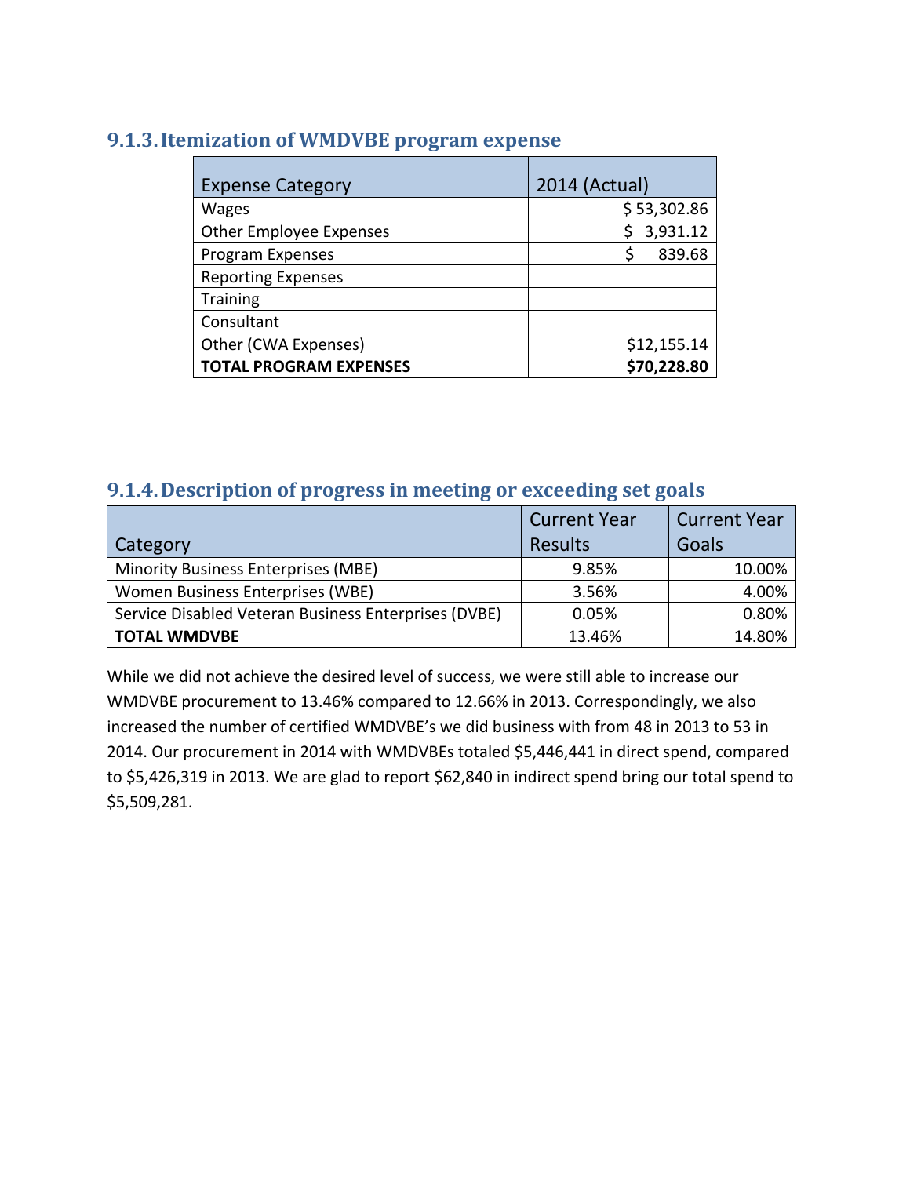### 9.1.3. Itemization of WMDVBE program expense

| Expense Category | 2014 (Actual) |
|---|---|
| Wages | $ 53,302.86 |
| Other Employee Expenses | $ 3,931.12 |
| Program Expenses | $ 839.68 |
| Reporting Expenses | |
| Training | |
| Consultant | |
| Other (CWA Expenses) | $12,155.14 |
| **TOTAL PROGRAM EXPENSES** | **$70,228.80** |

### 9.1.4. Description of progress in meeting or exceeding set goals

| Category | Current Year Results | Current Year Goals |
|---|---|---|
| Minority Business Enterprises (MBE) | 9.85% | 10.00% |
| Women Business Enterprises (WBE) | 3.56% | 4.00% |
| Service Disabled Veteran Business Enterprises (DVBE) | 0.05% | 0.80% |
| **TOTAL WMDVBE** | 13.46% | 14.80% |

While we did not achieve the desired level of success, we were still able to increase our WMDVBE procurement to 13.46% compared to 12.66% in 2013. Correspondingly, we also increased the number of certified WMDVBE's we did business with from 48 in 2013 to 53 in 2014. Our procurement in 2014 with WMDVBEs totaled $5,446,441 in direct spend, compared to $5,426,319 in 2013. We are glad to report $62,840 in indirect spend bring our total spend to $5,509,281.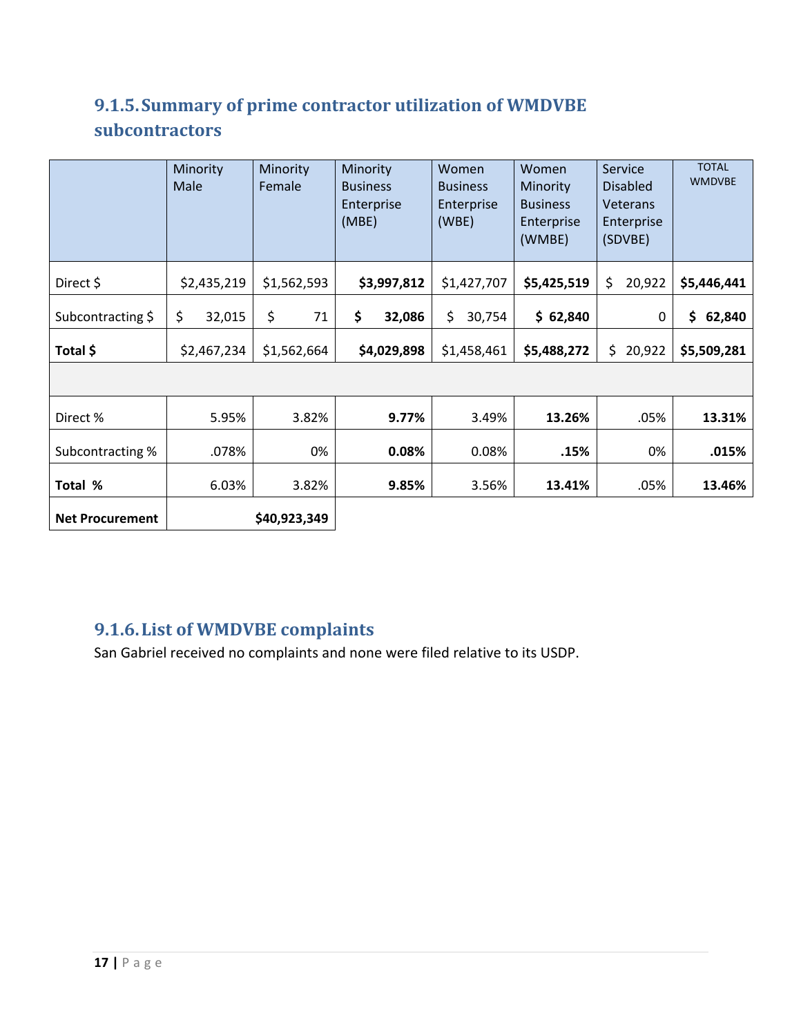## 9.1.5. Summary of prime contractor utilization of WMDVBE subcontractors

| | Minority Male | Minority Female | Minority Business Enterprise (MBE) | Women Business Enterprise (WBE) | Women Minority Business Enterprise (WMBE) | Service Disabled Veterans Enterprise (SDVBE) | TOTAL WMDVBE |
|---|---|---|---|---|---|---|---|
| Direct $ | $2,435,219 | $1,562,593 | **$3,997,812** | $1,427,707 | **$5,425,519** | $ 20,922 | **$5,446,441** |
| Subcontracting $ | $ 32,015 | $ 71 | **$ 32,086** | $ 30,754 | **$ 62,840** | 0 | **$ 62,840** |
| **Total $** | $2,467,234 | $1,562,664 | **$4,029,898** | $1,458,461 | **$5,488,272** | $ 20,922 | **$5,509,281** |
| | | | | | | | |
| Direct % | 5.95% | 3.82% | **9.77%** | 3.49% | **13.26%** | .05% | **13.31%** |
| Subcontracting % | .078% | 0% | **0.08%** | 0.08% | **.15%** | 0% | **.015%** |
| **Total %** | 6.03% | 3.82% | **9.85%** | 3.56% | **13.41%** | .05% | **13.46%** |
| **Net Procurement** | **$40,923,349** | | | | | | |

## 9.1.6. List of WMDVBE complaints

San Gabriel received no complaints and none were filed relative to its USDP.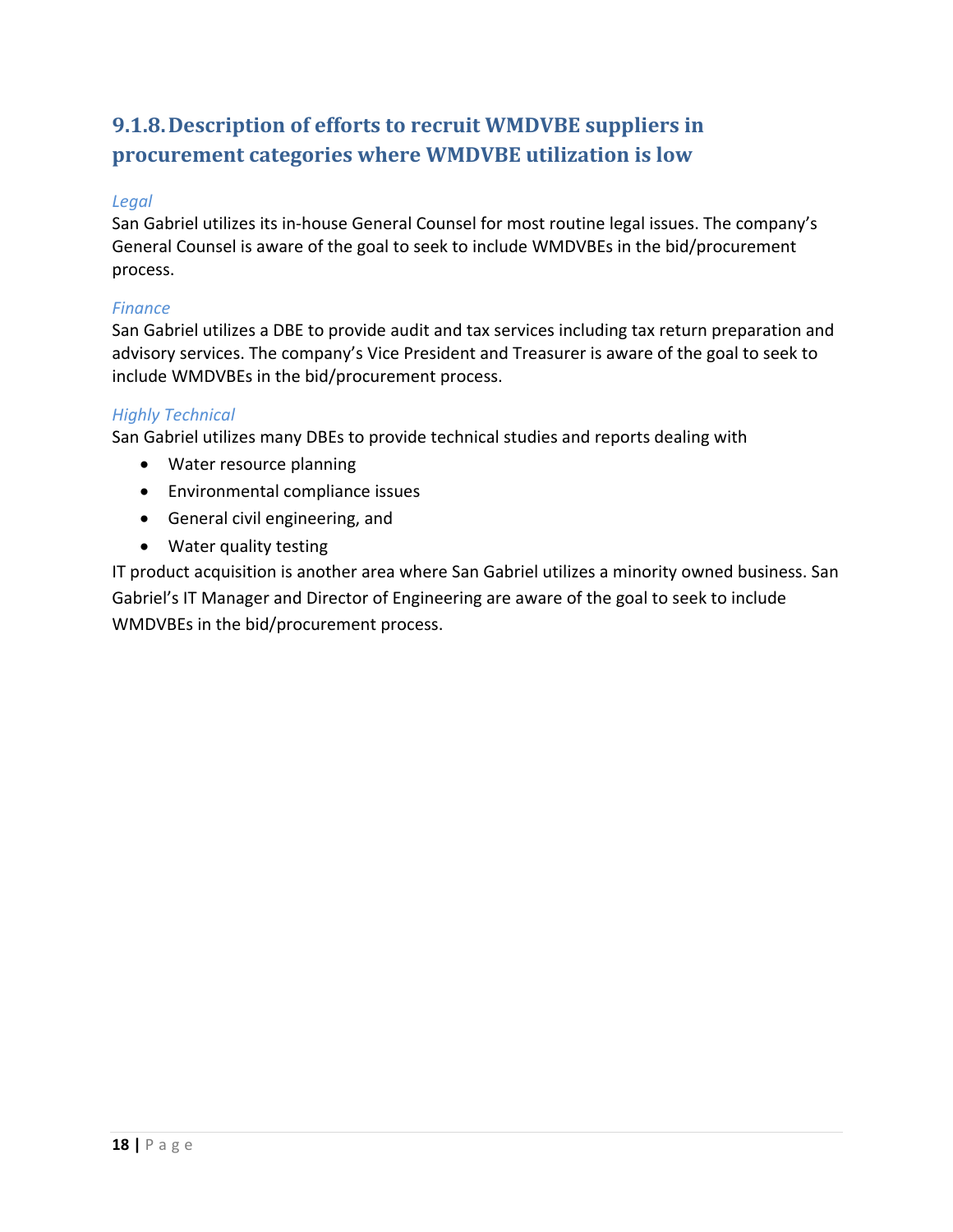### 9.1.8. Description of efforts to recruit WMDVBE suppliers in procurement categories where WMDVBE utilization is low

*Legal*

San Gabriel utilizes its in-house General Counsel for most routine legal issues. The company's General Counsel is aware of the goal to seek to include WMDVBEs in the bid/procurement process.

*Finance*

San Gabriel utilizes a DBE to provide audit and tax services including tax return preparation and advisory services. The company's Vice President and Treasurer is aware of the goal to seek to include WMDVBEs in the bid/procurement process.

*Highly Technical*

San Gabriel utilizes many DBEs to provide technical studies and reports dealing with

- Water resource planning
- Environmental compliance issues
- General civil engineering, and
- Water quality testing

IT product acquisition is another area where San Gabriel utilizes a minority owned business. San Gabriel's IT Manager and Director of Engineering are aware of the goal to seek to include WMDVBEs in the bid/procurement process.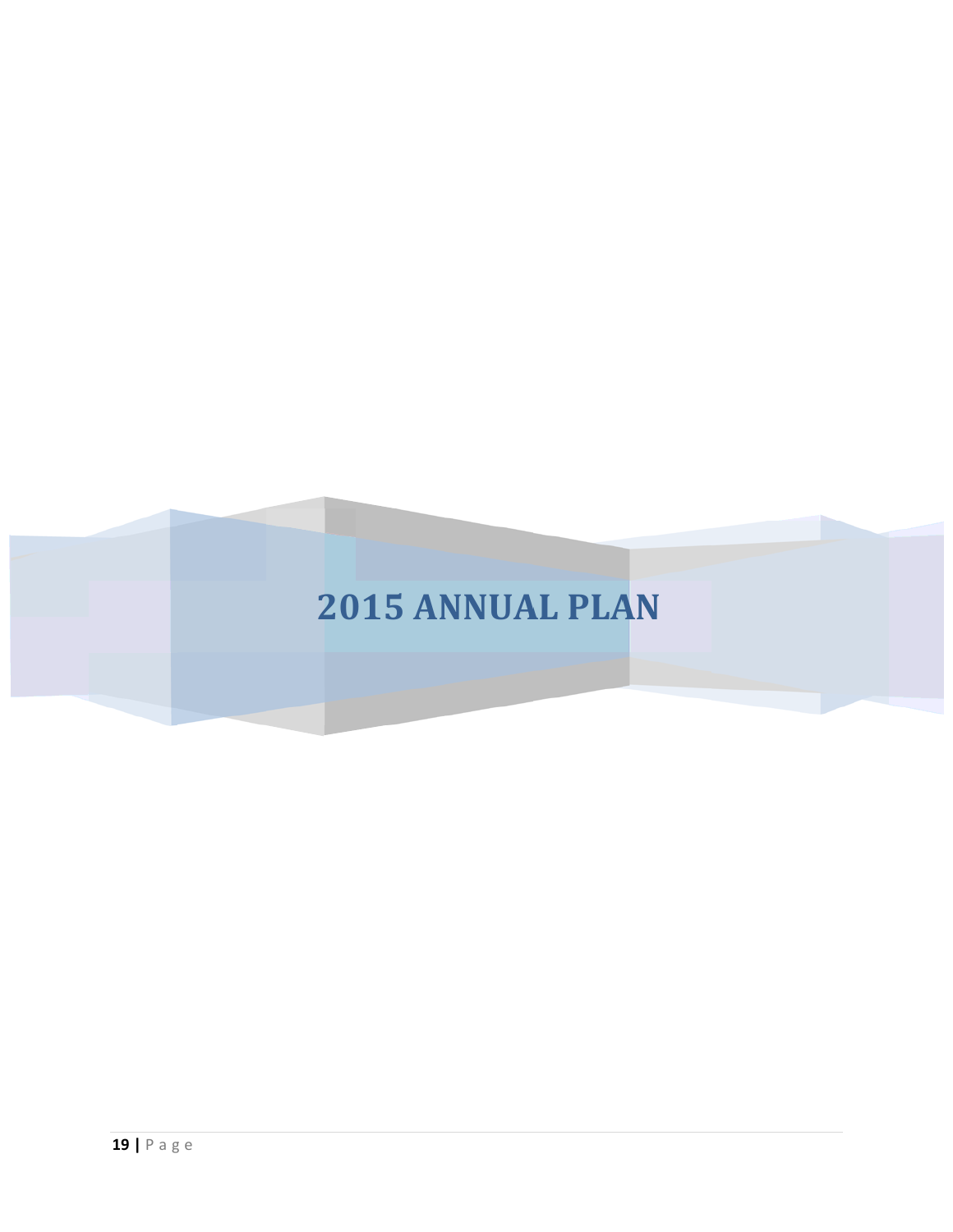# 2015 ANNUAL PLAN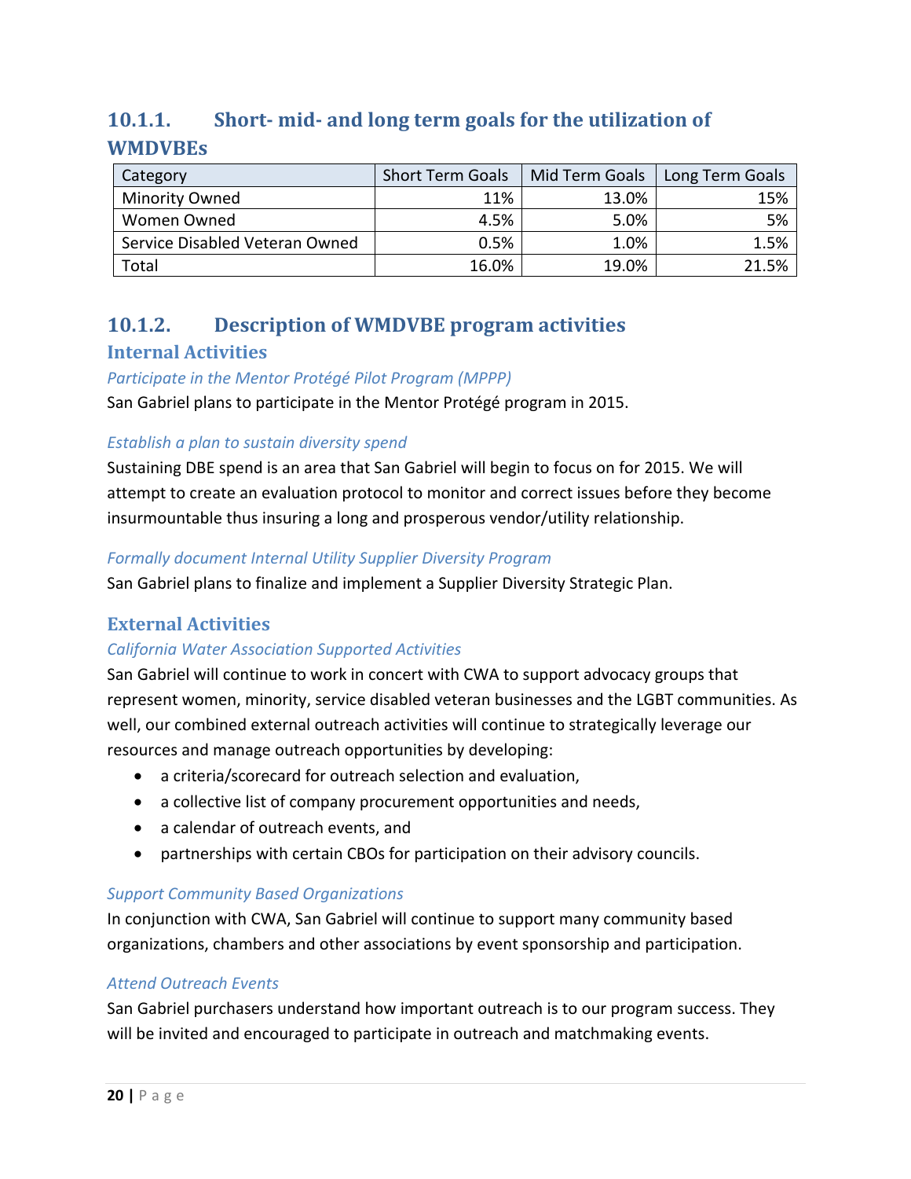### 10.1.1. Short- mid- and long term goals for the utilization of WMDVBEs

| Category | Short Term Goals | Mid Term Goals | Long Term Goals |
|---|---:|---:|---:|
| Minority Owned | 11% | 13.0% | 15% |
| Women Owned | 4.5% | 5.0% | 5% |
| Service Disabled Veteran Owned | 0.5% | 1.0% | 1.5% |
| Total | 16.0% | 19.0% | 21.5% |

### 10.1.2. Description of WMDVBE program activities

#### Internal Activities

*Participate in the Mentor Protégé Pilot Program (MPPP)*

San Gabriel plans to participate in the Mentor Protégé program in 2015.

*Establish a plan to sustain diversity spend*

Sustaining DBE spend is an area that San Gabriel will begin to focus on for 2015. We will attempt to create an evaluation protocol to monitor and correct issues before they become insurmountable thus insuring a long and prosperous vendor/utility relationship.

*Formally document Internal Utility Supplier Diversity Program*

San Gabriel plans to finalize and implement a Supplier Diversity Strategic Plan.

#### External Activities

*California Water Association Supported Activities*

San Gabriel will continue to work in concert with CWA to support advocacy groups that represent women, minority, service disabled veteran businesses and the LGBT communities. As well, our combined external outreach activities will continue to strategically leverage our resources and manage outreach opportunities by developing:

- a criteria/scorecard for outreach selection and evaluation,
- a collective list of company procurement opportunities and needs,
- a calendar of outreach events, and
- partnerships with certain CBOs for participation on their advisory councils.

*Support Community Based Organizations*

In conjunction with CWA, San Gabriel will continue to support many community based organizations, chambers and other associations by event sponsorship and participation.

*Attend Outreach Events*

San Gabriel purchasers understand how important outreach is to our program success. They will be invited and encouraged to participate in outreach and matchmaking events.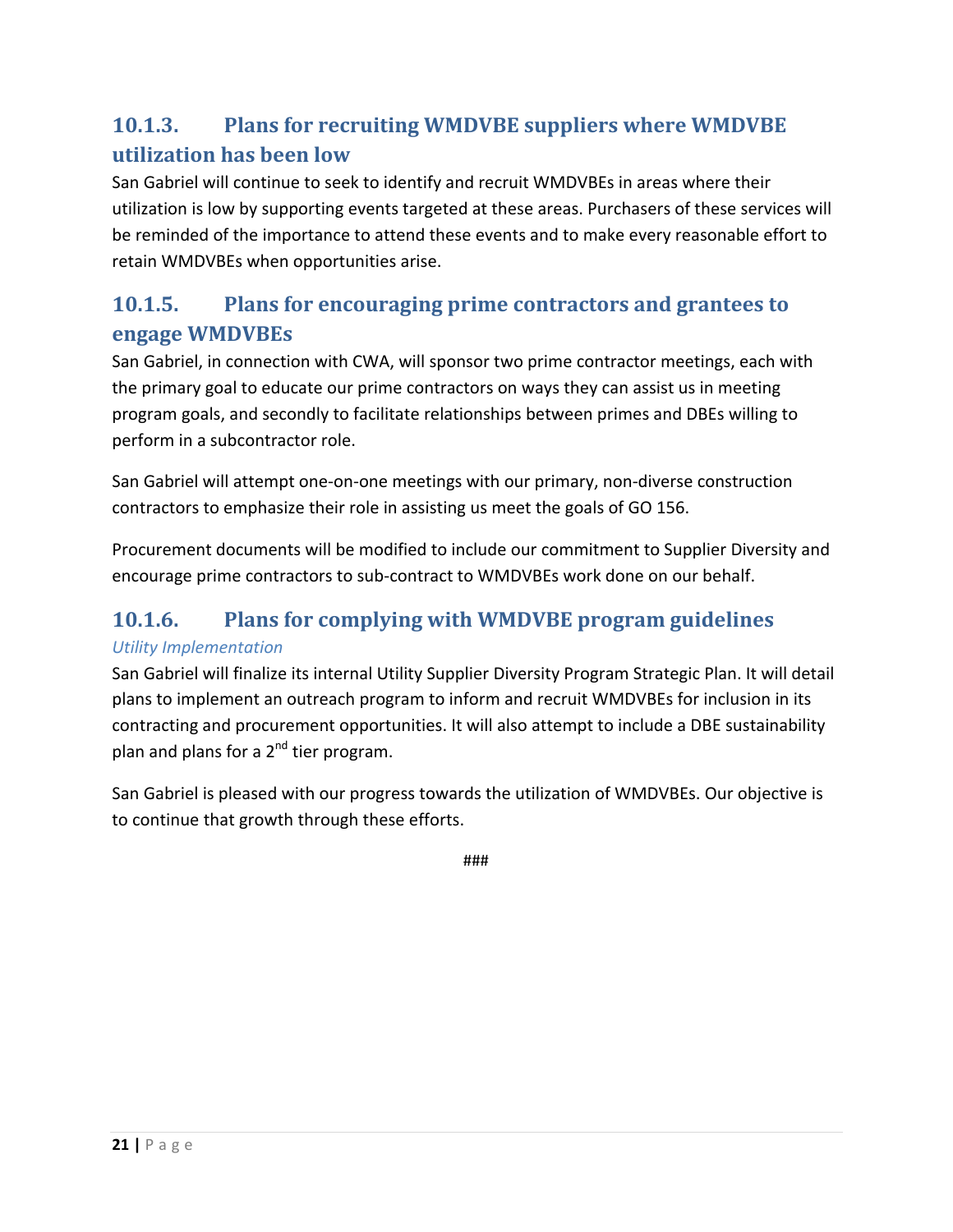### 10.1.3. Plans for recruiting WMDVBE suppliers where WMDVBE utilization has been low

San Gabriel will continue to seek to identify and recruit WMDVBEs in areas where their utilization is low by supporting events targeted at these areas. Purchasers of these services will be reminded of the importance to attend these events and to make every reasonable effort to retain WMDVBEs when opportunities arise.

### 10.1.5. Plans for encouraging prime contractors and grantees to engage WMDVBEs

San Gabriel, in connection with CWA, will sponsor two prime contractor meetings, each with the primary goal to educate our prime contractors on ways they can assist us in meeting program goals, and secondly to facilitate relationships between primes and DBEs willing to perform in a subcontractor role.

San Gabriel will attempt one-on-one meetings with our primary, non-diverse construction contractors to emphasize their role in assisting us meet the goals of GO 156.

Procurement documents will be modified to include our commitment to Supplier Diversity and encourage prime contractors to sub-contract to WMDVBEs work done on our behalf.

### 10.1.6. Plans for complying with WMDVBE program guidelines

*Utility Implementation*

San Gabriel will finalize its internal Utility Supplier Diversity Program Strategic Plan. It will detail plans to implement an outreach program to inform and recruit WMDVBEs for inclusion in its contracting and procurement opportunities. It will also attempt to include a DBE sustainability plan and plans for a 2nd tier program.

San Gabriel is pleased with our progress towards the utilization of WMDVBEs. Our objective is to continue that growth through these efforts.

###